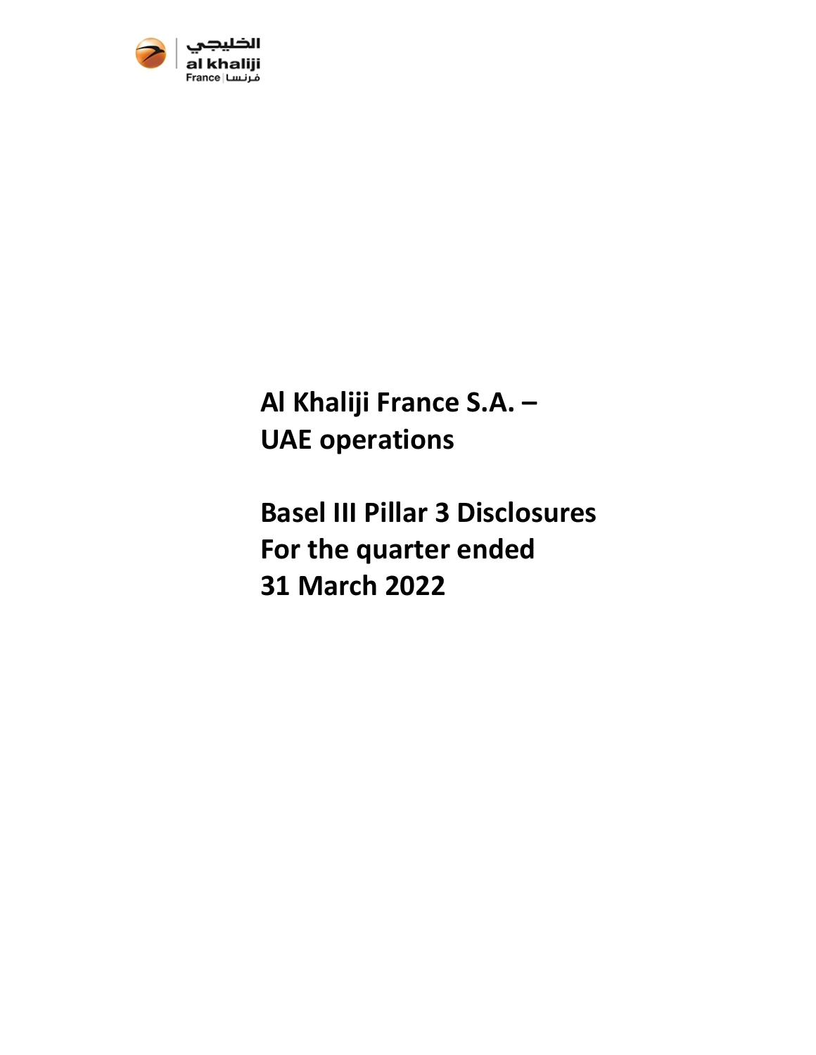الخليجي
al khaliji
France | فرنسا

# Al Khaliji France S.A. – UAE operations

# Basel III Pillar 3 Disclosures For the quarter ended 31 March 2022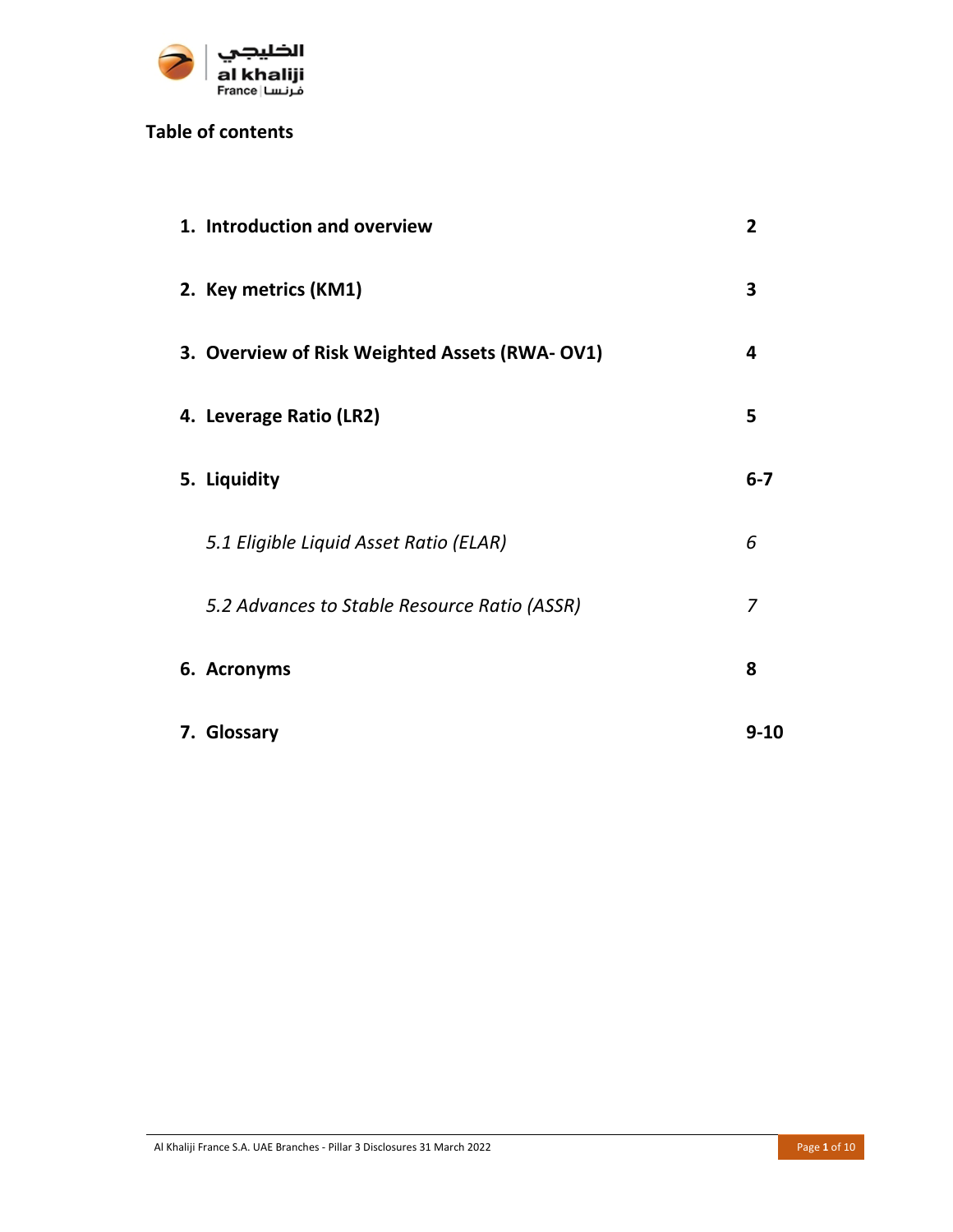## Table of contents

| | |
|---|---|
| **1. Introduction and overview** | **2** |
| **2. Key metrics (KM1)** | **3** |
| **3. Overview of Risk Weighted Assets (RWA- OV1)** | **4** |
| **4. Leverage Ratio (LR2)** | **5** |
| **5. Liquidity** | **6-7** |
| *5.1 Eligible Liquid Asset Ratio (ELAR)* | *6* |
| *5.2 Advances to Stable Resource Ratio (ASSR)* | *7* |
| **6. Acronyms** | **8** |
| **7. Glossary** | **9-10** |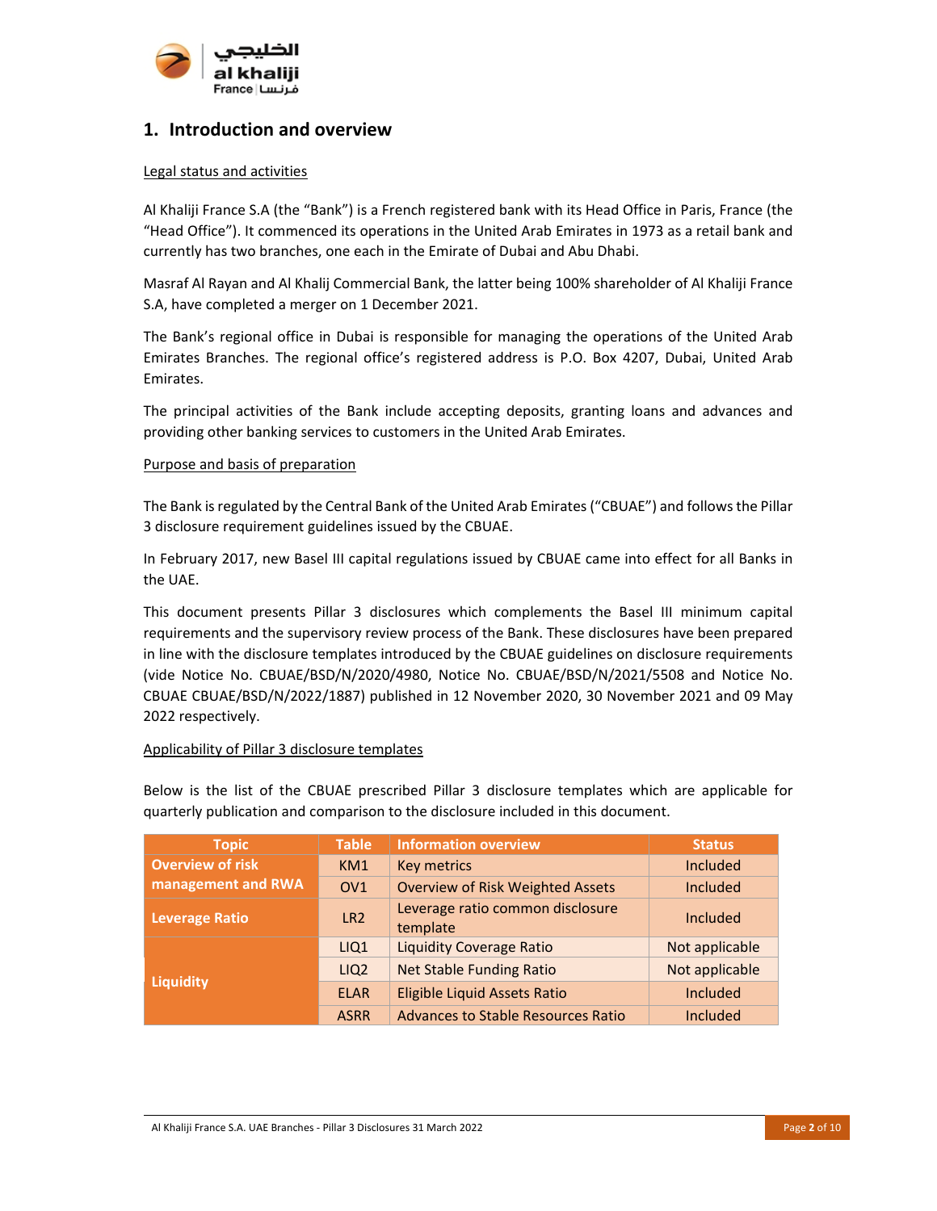## 1. Introduction and overview

Legal status and activities

Al Khaliji France S.A (the "Bank") is a French registered bank with its Head Office in Paris, France (the "Head Office"). It commenced its operations in the United Arab Emirates in 1973 as a retail bank and currently has two branches, one each in the Emirate of Dubai and Abu Dhabi.

Masraf Al Rayan and Al Khalij Commercial Bank, the latter being 100% shareholder of Al Khaliji France S.A, have completed a merger on 1 December 2021.

The Bank's regional office in Dubai is responsible for managing the operations of the United Arab Emirates Branches. The regional office's registered address is P.O. Box 4207, Dubai, United Arab Emirates.

The principal activities of the Bank include accepting deposits, granting loans and advances and providing other banking services to customers in the United Arab Emirates.

Purpose and basis of preparation

The Bank is regulated by the Central Bank of the United Arab Emirates ("CBUAE") and follows the Pillar 3 disclosure requirement guidelines issued by the CBUAE.

In February 2017, new Basel III capital regulations issued by CBUAE came into effect for all Banks in the UAE.

This document presents Pillar 3 disclosures which complements the Basel III minimum capital requirements and the supervisory review process of the Bank. These disclosures have been prepared in line with the disclosure templates introduced by the CBUAE guidelines on disclosure requirements (vide Notice No. CBUAE/BSD/N/2020/4980, Notice No. CBUAE/BSD/N/2021/5508 and Notice No. CBUAE CBUAE/BSD/N/2022/1887) published in 12 November 2020, 30 November 2021 and 09 May 2022 respectively.

Applicability of Pillar 3 disclosure templates

Below is the list of the CBUAE prescribed Pillar 3 disclosure templates which are applicable for quarterly publication and comparison to the disclosure included in this document.

| Topic | Table | Information overview | Status |
|---|---|---|---|
| Overview of risk management and RWA | KM1 | Key metrics | Included |
| | OV1 | Overview of Risk Weighted Assets | Included |
| Leverage Ratio | LR2 | Leverage ratio common disclosure template | Included |
| Liquidity | LIQ1 | Liquidity Coverage Ratio | Not applicable |
| | LIQ2 | Net Stable Funding Ratio | Not applicable |
| | ELAR | Eligible Liquid Assets Ratio | Included |
| | ASRR | Advances to Stable Resources Ratio | Included |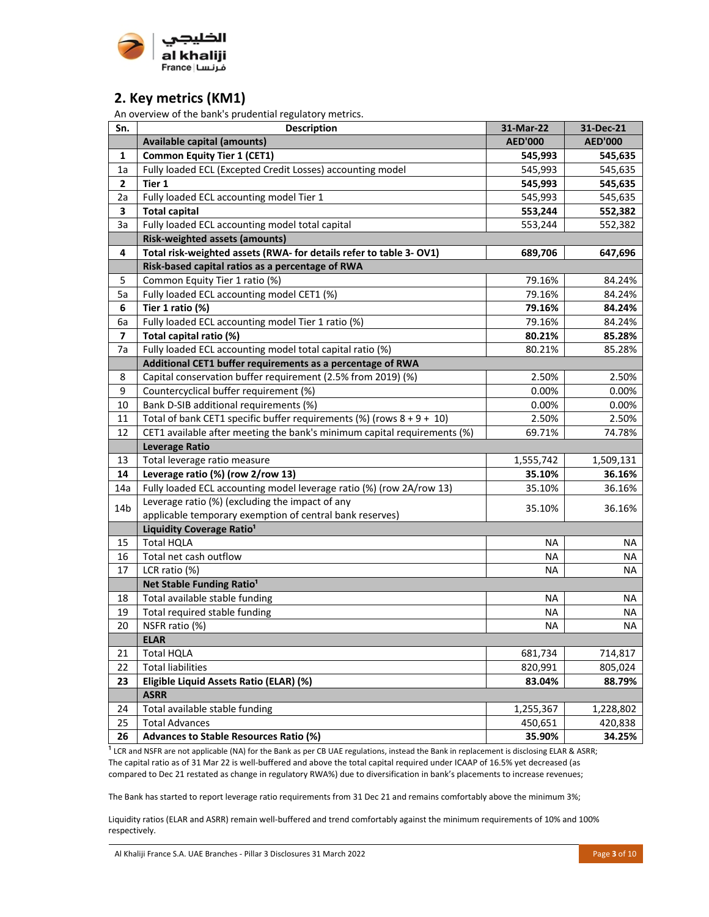## 2. Key metrics (KM1)

An overview of the bank's prudential regulatory metrics.

| Sn. | Description | 31-Mar-22 | 31-Dec-21 |
|---|---|---|---|
| | **Available capital (amounts)** | **AED'000** | **AED'000** |
| **1** | **Common Equity Tier 1 (CET1)** | **545,993** | **545,635** |
| 1a | Fully loaded ECL (Excepted Credit Losses) accounting model | 545,993 | 545,635 |
| **2** | **Tier 1** | **545,993** | **545,635** |
| 2a | Fully loaded ECL accounting model Tier 1 | 545,993 | 545,635 |
| **3** | **Total capital** | **553,244** | **552,382** |
| 3a | Fully loaded ECL accounting model total capital | 553,244 | 552,382 |
| | **Risk-weighted assets (amounts)** | | |
| **4** | **Total risk-weighted assets (RWA- for details refer to table 3- OV1)** | **689,706** | **647,696** |
| | **Risk-based capital ratios as a percentage of RWA** | | |
| 5 | Common Equity Tier 1 ratio (%) | 79.16% | 84.24% |
| 5a | Fully loaded ECL accounting model CET1 (%) | 79.16% | 84.24% |
| **6** | **Tier 1 ratio (%)** | **79.16%** | **84.24%** |
| 6a | Fully loaded ECL accounting model Tier 1 ratio (%) | 79.16% | 84.24% |
| **7** | **Total capital ratio (%)** | **80.21%** | **85.28%** |
| 7a | Fully loaded ECL accounting model total capital ratio (%) | 80.21% | 85.28% |
| | **Additional CET1 buffer requirements as a percentage of RWA** | | |
| 8 | Capital conservation buffer requirement (2.5% from 2019) (%) | 2.50% | 2.50% |
| 9 | Countercyclical buffer requirement (%) | 0.00% | 0.00% |
| 10 | Bank D-SIB additional requirements (%) | 0.00% | 0.00% |
| 11 | Total of bank CET1 specific buffer requirements (%) (rows 8 + 9 + 10) | 2.50% | 2.50% |
| 12 | CET1 available after meeting the bank's minimum capital requirements (%) | 69.71% | 74.78% |
| | **Leverage Ratio** | | |
| 13 | Total leverage ratio measure | 1,555,742 | 1,509,131 |
| **14** | **Leverage ratio (%) (row 2/row 13)** | **35.10%** | **36.16%** |
| 14a | Fully loaded ECL accounting model leverage ratio (%) (row 2A/row 13) | 35.10% | 36.16% |
| 14b | Leverage ratio (%) (excluding the impact of any applicable temporary exemption of central bank reserves) | 35.10% | 36.16% |
| | **Liquidity Coverage Ratio[1]** | | |
| 15 | Total HQLA | NA | NA |
| 16 | Total net cash outflow | NA | NA |
| 17 | LCR ratio (%) | NA | NA |
| | **Net Stable Funding Ratio[1]** | | |
| 18 | Total available stable funding | NA | NA |
| 19 | Total required stable funding | NA | NA |
| 20 | NSFR ratio (%) | NA | NA |
| | **ELAR** | | |
| 21 | Total HQLA | 681,734 | 714,817 |
| 22 | Total liabilities | 820,991 | 805,024 |
| **23** | **Eligible Liquid Assets Ratio (ELAR) (%)** | **83.04%** | **88.79%** |
| | **ASRR** | | |
| 24 | Total available stable funding | 1,255,367 | 1,228,802 |
| 25 | Total Advances | 450,651 | 420,838 |
| **26** | **Advances to Stable Resources Ratio (%)** | **35.90%** | **34.25%** |

[1] LCR and NSFR are not applicable (NA) for the Bank as per CB UAE regulations, instead the Bank in replacement is disclosing ELAR & ASRR; The capital ratio as of 31 Mar 22 is well-buffered and above the total capital required under ICAAP of 16.5% yet decreased (as compared to Dec 21 restated as change in regulatory RWA%) due to diversification in bank's placements to increase revenues;

The Bank has started to report leverage ratio requirements from 31 Dec 21 and remains comfortably above the minimum 3%;

Liquidity ratios (ELAR and ASRR) remain well-buffered and trend comfortably against the minimum requirements of 10% and 100% respectively.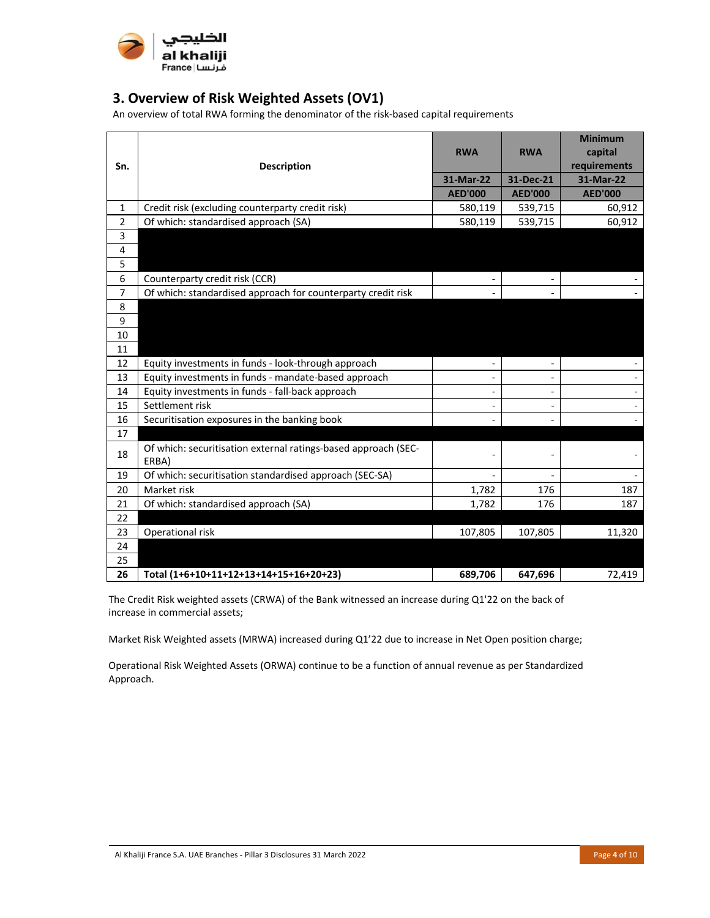## 3. Overview of Risk Weighted Assets (OV1)

An overview of total RWA forming the denominator of the risk-based capital requirements

| Sn. | Description | RWA | RWA | Minimum capital requirements |
|---|---|---|---|---|
| | | 31-Mar-22 | 31-Dec-21 | 31-Mar-22 |
| | | AED'000 | AED'000 | AED'000 |
| 1 | Credit risk (excluding counterparty credit risk) | 580,119 | 539,715 | 60,912 |
| 2 | Of which: standardised approach (SA) | 580,119 | 539,715 | 60,912 |
| 3 | | | | |
| 4 | | | | |
| 5 | | | | |
| 6 | Counterparty credit risk (CCR) | - | - | - |
| 7 | Of which: standardised approach for counterparty credit risk | - | - | - |
| 8 | | | | |
| 9 | | | | |
| 10 | | | | |
| 11 | | | | |
| 12 | Equity investments in funds - look-through approach | - | - | - |
| 13 | Equity investments in funds - mandate-based approach | - | - | - |
| 14 | Equity investments in funds - fall-back approach | - | - | - |
| 15 | Settlement risk | - | - | - |
| 16 | Securitisation exposures in the banking book | - | - | - |
| 17 | | | | |
| 18 | Of which: securitisation external ratings-based approach (SEC-ERBA) | - | - | - |
| 19 | Of which: securitisation standardised approach (SEC-SA) | - | - | - |
| 20 | Market risk | 1,782 | 176 | 187 |
| 21 | Of which: standardised approach (SA) | 1,782 | 176 | 187 |
| 22 | | | | |
| 23 | Operational risk | 107,805 | 107,805 | 11,320 |
| 24 | | | | |
| 25 | | | | |
| **26** | **Total (1+6+10+11+12+13+14+15+16+20+23)** | **689,706** | **647,696** | 72,419 |

The Credit Risk weighted assets (CRWA) of the Bank witnessed an increase during Q1'22 on the back of increase in commercial assets;

Market Risk Weighted assets (MRWA) increased during Q1'22 due to increase in Net Open position charge;

Operational Risk Weighted Assets (ORWA) continue to be a function of annual revenue as per Standardized Approach.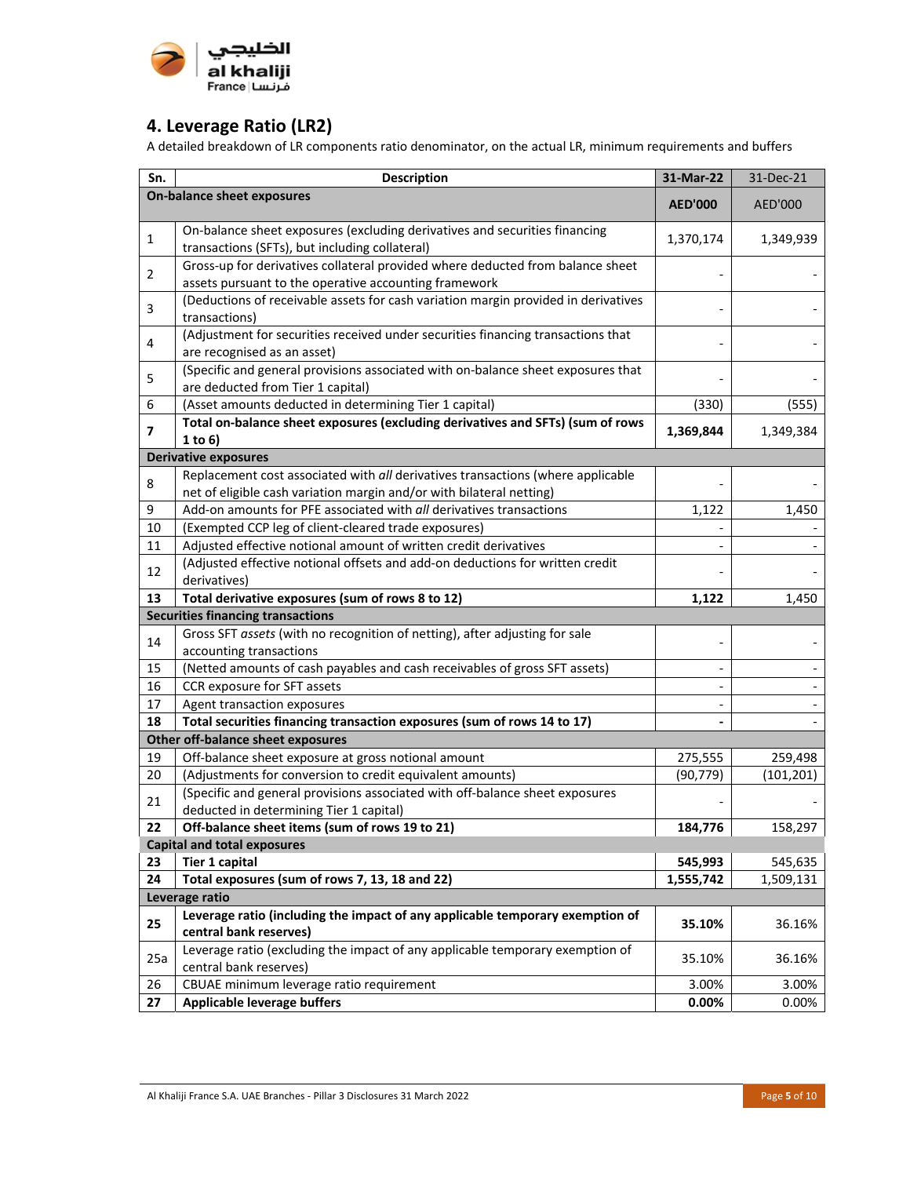## 4. Leverage Ratio (LR2)

A detailed breakdown of LR components ratio denominator, on the actual LR, minimum requirements and buffers

| Sn. | Description | 31-Mar-22 | 31-Dec-21 |
|---|---|---|---|
| **On-balance sheet exposures** | | **AED'000** | AED'000 |
| 1 | On-balance sheet exposures (excluding derivatives and securities financing transactions (SFTs), but including collateral) | 1,370,174 | 1,349,939 |
| 2 | Gross-up for derivatives collateral provided where deducted from balance sheet assets pursuant to the operative accounting framework | - | - |
| 3 | (Deductions of receivable assets for cash variation margin provided in derivatives transactions) | - | - |
| 4 | (Adjustment for securities received under securities financing transactions that are recognised as an asset) | - | - |
| 5 | (Specific and general provisions associated with on-balance sheet exposures that are deducted from Tier 1 capital) | - | - |
| 6 | (Asset amounts deducted in determining Tier 1 capital) | (330) | (555) |
| **7** | **Total on-balance sheet exposures (excluding derivatives and SFTs) (sum of rows 1 to 6)** | **1,369,844** | 1,349,384 |
| **Derivative exposures** | | | |
| 8 | Replacement cost associated with *all* derivatives transactions (where applicable net of eligible cash variation margin and/or with bilateral netting) | - | - |
| 9 | Add-on amounts for PFE associated with *all* derivatives transactions | 1,122 | 1,450 |
| 10 | (Exempted CCP leg of client-cleared trade exposures) | - | - |
| 11 | Adjusted effective notional amount of written credit derivatives | - | - |
| 12 | (Adjusted effective notional offsets and add-on deductions for written credit derivatives) | - | - |
| **13** | **Total derivative exposures (sum of rows 8 to 12)** | **1,122** | 1,450 |
| **Securities financing transactions** | | | |
| 14 | Gross SFT *assets* (with no recognition of netting), after adjusting for sale accounting transactions | - | - |
| 15 | (Netted amounts of cash payables and cash receivables of gross SFT assets) | - | - |
| 16 | CCR exposure for SFT assets | - | - |
| 17 | Agent transaction exposures | - | - |
| **18** | **Total securities financing transaction exposures (sum of rows 14 to 17)** | **-** | - |
| **Other off-balance sheet exposures** | | | |
| 19 | Off-balance sheet exposure at gross notional amount | 275,555 | 259,498 |
| 20 | (Adjustments for conversion to credit equivalent amounts) | (90,779) | (101,201) |
| 21 | (Specific and general provisions associated with off-balance sheet exposures deducted in determining Tier 1 capital) | - | - |
| **22** | **Off-balance sheet items (sum of rows 19 to 21)** | **184,776** | 158,297 |
| **Capital and total exposures** | | | |
| **23** | **Tier 1 capital** | **545,993** | 545,635 |
| **24** | **Total exposures (sum of rows 7, 13, 18 and 22)** | **1,555,742** | 1,509,131 |
| **Leverage ratio** | | | |
| **25** | **Leverage ratio (including the impact of any applicable temporary exemption of central bank reserves)** | **35.10%** | 36.16% |
| 25a | Leverage ratio (excluding the impact of any applicable temporary exemption of central bank reserves) | 35.10% | 36.16% |
| 26 | CBUAE minimum leverage ratio requirement | 3.00% | 3.00% |
| **27** | **Applicable leverage buffers** | **0.00%** | 0.00% |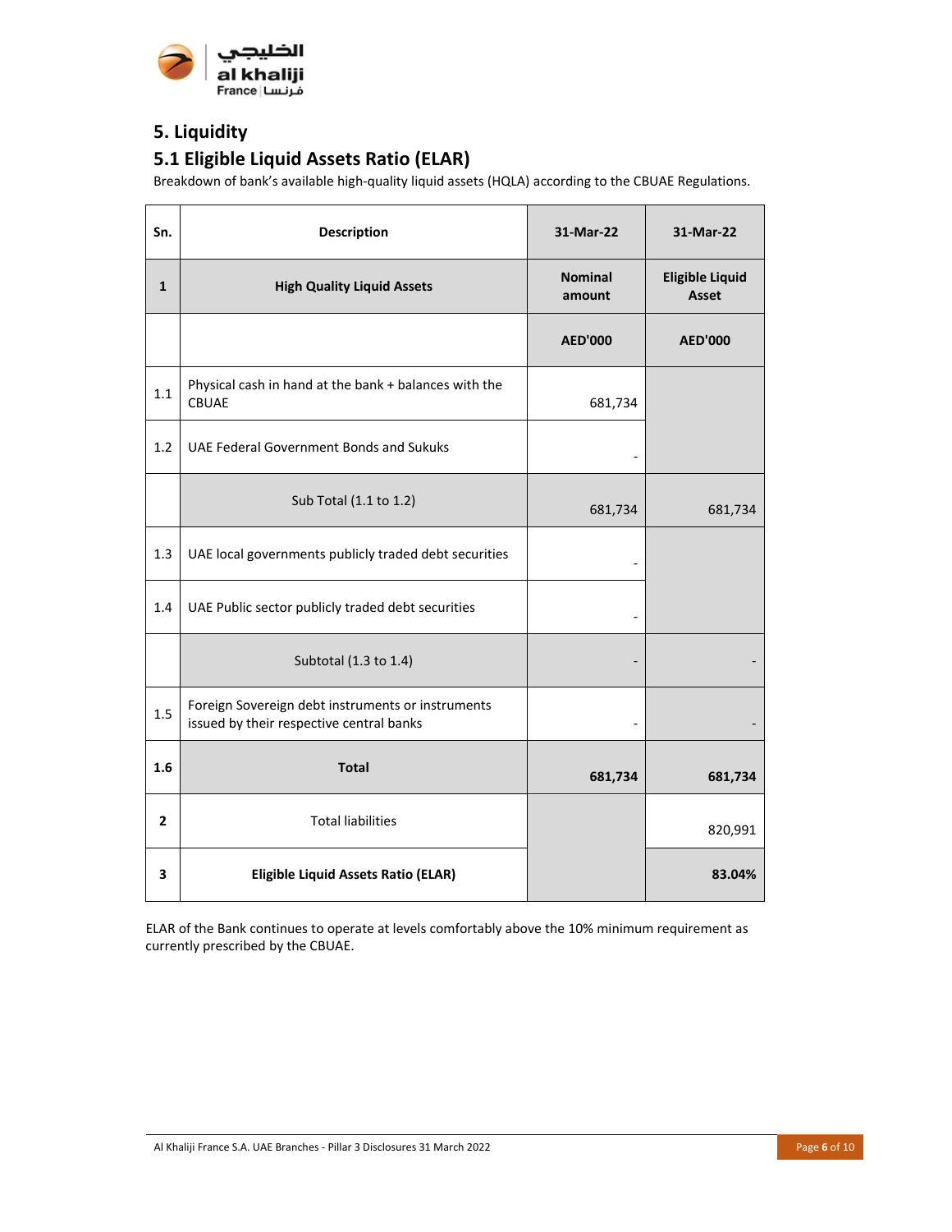## 5. Liquidity

### 5.1 Eligible Liquid Assets Ratio (ELAR)

Breakdown of bank's available high-quality liquid assets (HQLA) according to the CBUAE Regulations.

| Sn. | Description | 31-Mar-22 | 31-Mar-22 |
|---|---|---|---|
| **1** | **High Quality Liquid Assets** | **Nominal amount** | **Eligible Liquid Asset** |
| | | **AED'000** | **AED'000** |
| 1.1 | Physical cash in hand at the bank + balances with the CBUAE | 681,734 | |
| 1.2 | UAE Federal Government Bonds and Sukuks | - | |
| | Sub Total (1.1 to 1.2) | 681,734 | 681,734 |
| 1.3 | UAE local governments publicly traded debt securities | - | |
| 1.4 | UAE Public sector publicly traded debt securities | - | |
| | Subtotal (1.3 to 1.4) | - | - |
| 1.5 | Foreign Sovereign debt instruments or instruments issued by their respective central banks | - | - |
| **1.6** | **Total** | **681,734** | **681,734** |
| **2** | Total liabilities | | 820,991 |
| **3** | **Eligible Liquid Assets Ratio (ELAR)** | | **83.04%** |

ELAR of the Bank continues to operate at levels comfortably above the 10% minimum requirement as currently prescribed by the CBUAE.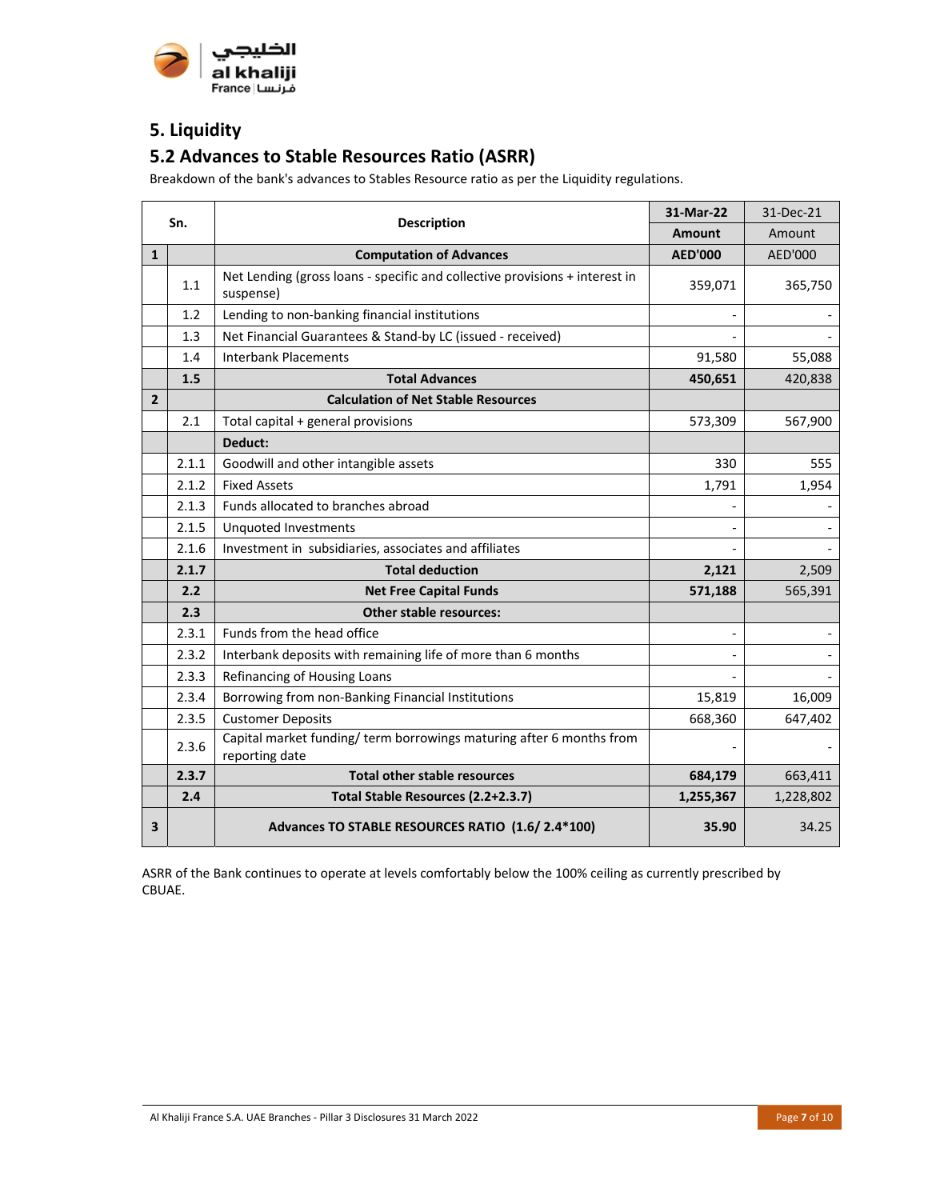# 5. Liquidity

## 5.2 Advances to Stable Resources Ratio (ASRR)

Breakdown of the bank's advances to Stables Resource ratio as per the Liquidity regulations.

| Sn. | | Description | 31-Mar-22 | 31-Dec-21 |
|---|---|---|---|---|
| | | | **Amount** | Amount |
| **1** | | **Computation of Advances** | **AED'000** | AED'000 |
| | 1.1 | Net Lending (gross loans - specific and collective provisions + interest in suspense) | 359,071 | 365,750 |
| | 1.2 | Lending to non-banking financial institutions | - | - |
| | 1.3 | Net Financial Guarantees & Stand-by LC (issued - received) | - | - |
| | 1.4 | Interbank Placements | 91,580 | 55,088 |
| | **1.5** | **Total Advances** | **450,651** | 420,838 |
| **2** | | **Calculation of Net Stable Resources** | | |
| | 2.1 | Total capital + general provisions | 573,309 | 567,900 |
| | | **Deduct:** | | |
| | 2.1.1 | Goodwill and other intangible assets | 330 | 555 |
| | 2.1.2 | Fixed Assets | 1,791 | 1,954 |
| | 2.1.3 | Funds allocated to branches abroad | - | - |
| | 2.1.5 | Unquoted Investments | - | - |
| | 2.1.6 | Investment in subsidiaries, associates and affiliates | - | - |
| | **2.1.7** | **Total deduction** | **2,121** | 2,509 |
| | **2.2** | **Net Free Capital Funds** | **571,188** | 565,391 |
| | **2.3** | **Other stable resources:** | | |
| | 2.3.1 | Funds from the head office | - | - |
| | 2.3.2 | Interbank deposits with remaining life of more than 6 months | - | - |
| | 2.3.3 | Refinancing of Housing Loans | - | - |
| | 2.3.4 | Borrowing from non-Banking Financial Institutions | 15,819 | 16,009 |
| | 2.3.5 | Customer Deposits | 668,360 | 647,402 |
| | 2.3.6 | Capital market funding/ term borrowings maturing after 6 months from reporting date | - | - |
| | **2.3.7** | **Total other stable resources** | **684,179** | 663,411 |
| | **2.4** | **Total Stable Resources (2.2+2.3.7)** | **1,255,367** | 1,228,802 |
| **3** | | **Advances TO STABLE RESOURCES RATIO (1.6/ 2.4*100)** | **35.90** | 34.25 |

ASRR of the Bank continues to operate at levels comfortably below the 100% ceiling as currently prescribed by CBUAE.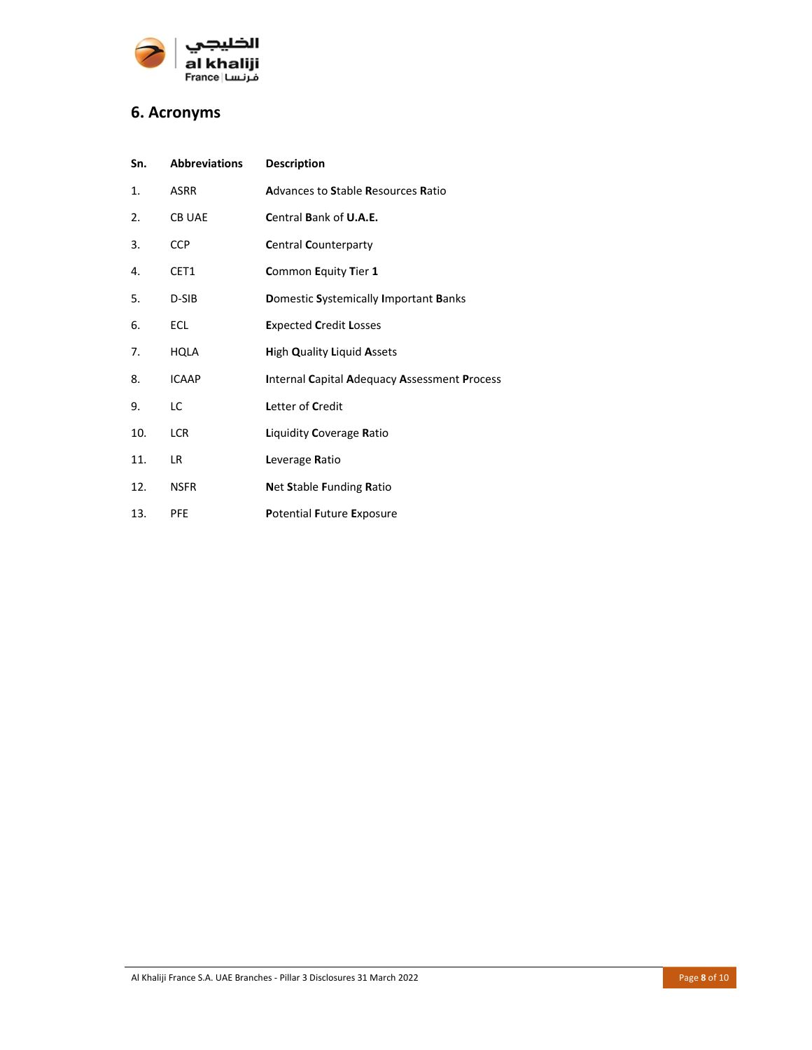## 6. Acronyms

| Sn. | Abbreviations | Description |
|---|---|---|
| 1. | ASRR | **A**dvances to **S**table **R**esources **R**atio |
| 2. | CB UAE | **C**entral **B**ank of **U.A.E.** |
| 3. | CCP | **C**entral **C**ounterparty |
| 4. | CET1 | **C**ommon **E**quity **T**ier **1** |
| 5. | D-SIB | **D**omestic **S**ystemically **I**mportant **B**anks |
| 6. | ECL | **E**xpected **C**redit **L**osses |
| 7. | HQLA | **H**igh **Q**uality **L**iquid **A**ssets |
| 8. | ICAAP | **I**nternal **C**apital **A**dequacy **A**ssessment **P**rocess |
| 9. | LC | **L**etter of **C**redit |
| 10. | LCR | **L**iquidity **C**overage **R**atio |
| 11. | LR | **L**everage **R**atio |
| 12. | NSFR | **N**et **S**table **F**unding **R**atio |
| 13. | PFE | **P**otential **F**uture **E**xposure |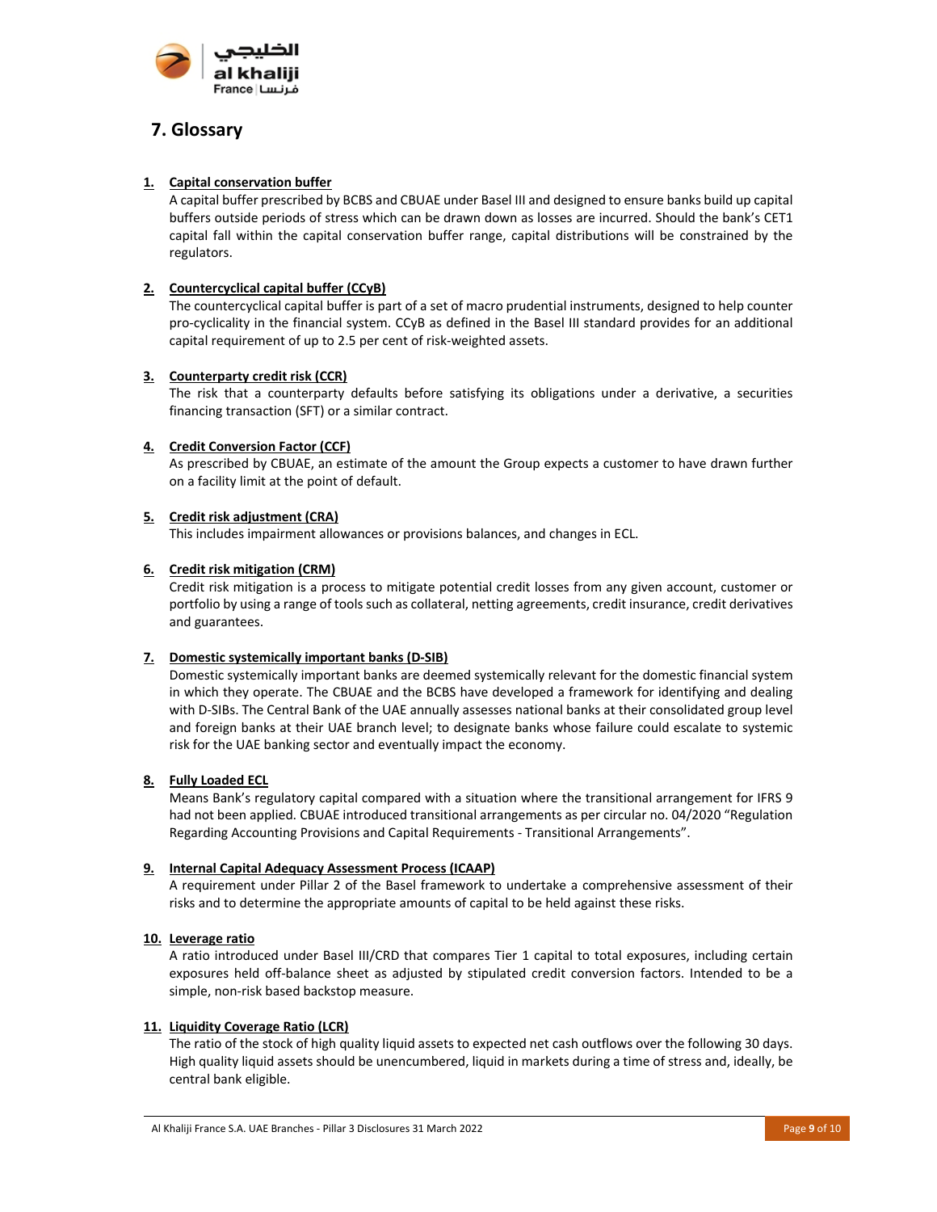## 7. Glossary

1. **Capital conservation buffer**
   A capital buffer prescribed by BCBS and CBUAE under Basel III and designed to ensure banks build up capital buffers outside periods of stress which can be drawn down as losses are incurred. Should the bank's CET1 capital fall within the capital conservation buffer range, capital distributions will be constrained by the regulators.

2. **Countercyclical capital buffer (CCyB)**
   The countercyclical capital buffer is part of a set of macro prudential instruments, designed to help counter pro-cyclicality in the financial system. CCyB as defined in the Basel III standard provides for an additional capital requirement of up to 2.5 per cent of risk-weighted assets.

3. **Counterparty credit risk (CCR)**
   The risk that a counterparty defaults before satisfying its obligations under a derivative, a securities financing transaction (SFT) or a similar contract.

4. **Credit Conversion Factor (CCF)**
   As prescribed by CBUAE, an estimate of the amount the Group expects a customer to have drawn further on a facility limit at the point of default.

5. **Credit risk adjustment (CRA)**
   This includes impairment allowances or provisions balances, and changes in ECL.

6. **Credit risk mitigation (CRM)**
   Credit risk mitigation is a process to mitigate potential credit losses from any given account, customer or portfolio by using a range of tools such as collateral, netting agreements, credit insurance, credit derivatives and guarantees.

7. **Domestic systemically important banks (D-SIB)**
   Domestic systemically important banks are deemed systemically relevant for the domestic financial system in which they operate. The CBUAE and the BCBS have developed a framework for identifying and dealing with D-SIBs. The Central Bank of the UAE annually assesses national banks at their consolidated group level and foreign banks at their UAE branch level; to designate banks whose failure could escalate to systemic risk for the UAE banking sector and eventually impact the economy.

8. **Fully Loaded ECL**
   Means Bank's regulatory capital compared with a situation where the transitional arrangement for IFRS 9 had not been applied. CBUAE introduced transitional arrangements as per circular no. 04/2020 "Regulation Regarding Accounting Provisions and Capital Requirements - Transitional Arrangements".

9. **Internal Capital Adequacy Assessment Process (ICAAP)**
   A requirement under Pillar 2 of the Basel framework to undertake a comprehensive assessment of their risks and to determine the appropriate amounts of capital to be held against these risks.

10. **Leverage ratio**
    A ratio introduced under Basel III/CRD that compares Tier 1 capital to total exposures, including certain exposures held off-balance sheet as adjusted by stipulated credit conversion factors. Intended to be a simple, non-risk based backstop measure.

11. **Liquidity Coverage Ratio (LCR)**
    The ratio of the stock of high quality liquid assets to expected net cash outflows over the following 30 days. High quality liquid assets should be unencumbered, liquid in markets during a time of stress and, ideally, be central bank eligible.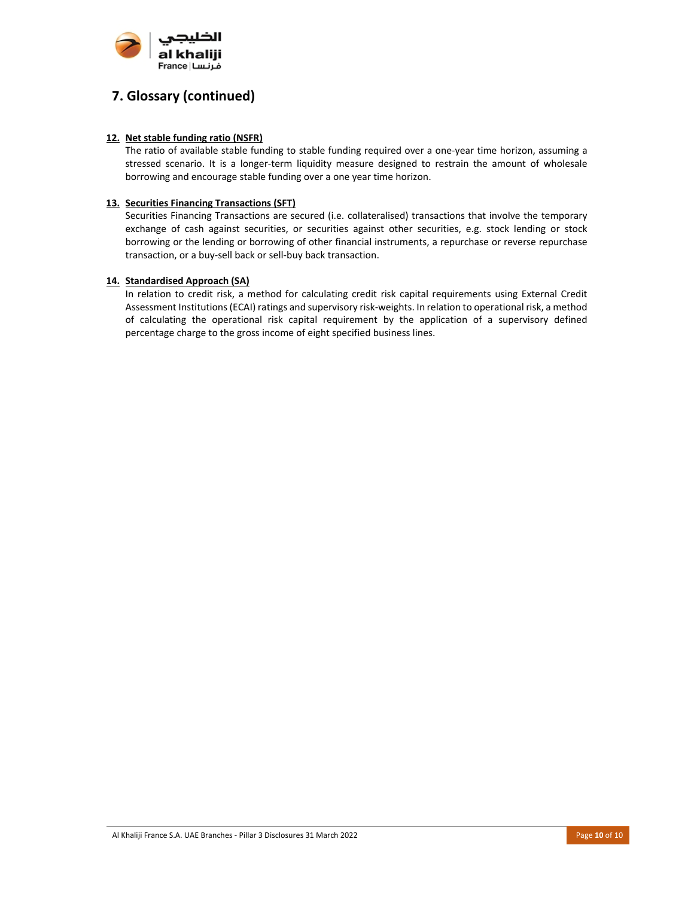## 7. Glossary (continued)

**12. Net stable funding ratio (NSFR)**

The ratio of available stable funding to stable funding required over a one-year time horizon, assuming a stressed scenario. It is a longer-term liquidity measure designed to restrain the amount of wholesale borrowing and encourage stable funding over a one year time horizon.

**13. Securities Financing Transactions (SFT)**

Securities Financing Transactions are secured (i.e. collateralised) transactions that involve the temporary exchange of cash against securities, or securities against other securities, e.g. stock lending or stock borrowing or the lending or borrowing of other financial instruments, a repurchase or reverse repurchase transaction, or a buy-sell back or sell-buy back transaction.

**14. Standardised Approach (SA)**

In relation to credit risk, a method for calculating credit risk capital requirements using External Credit Assessment Institutions (ECAI) ratings and supervisory risk-weights. In relation to operational risk, a method of calculating the operational risk capital requirement by the application of a supervisory defined percentage charge to the gross income of eight specified business lines.